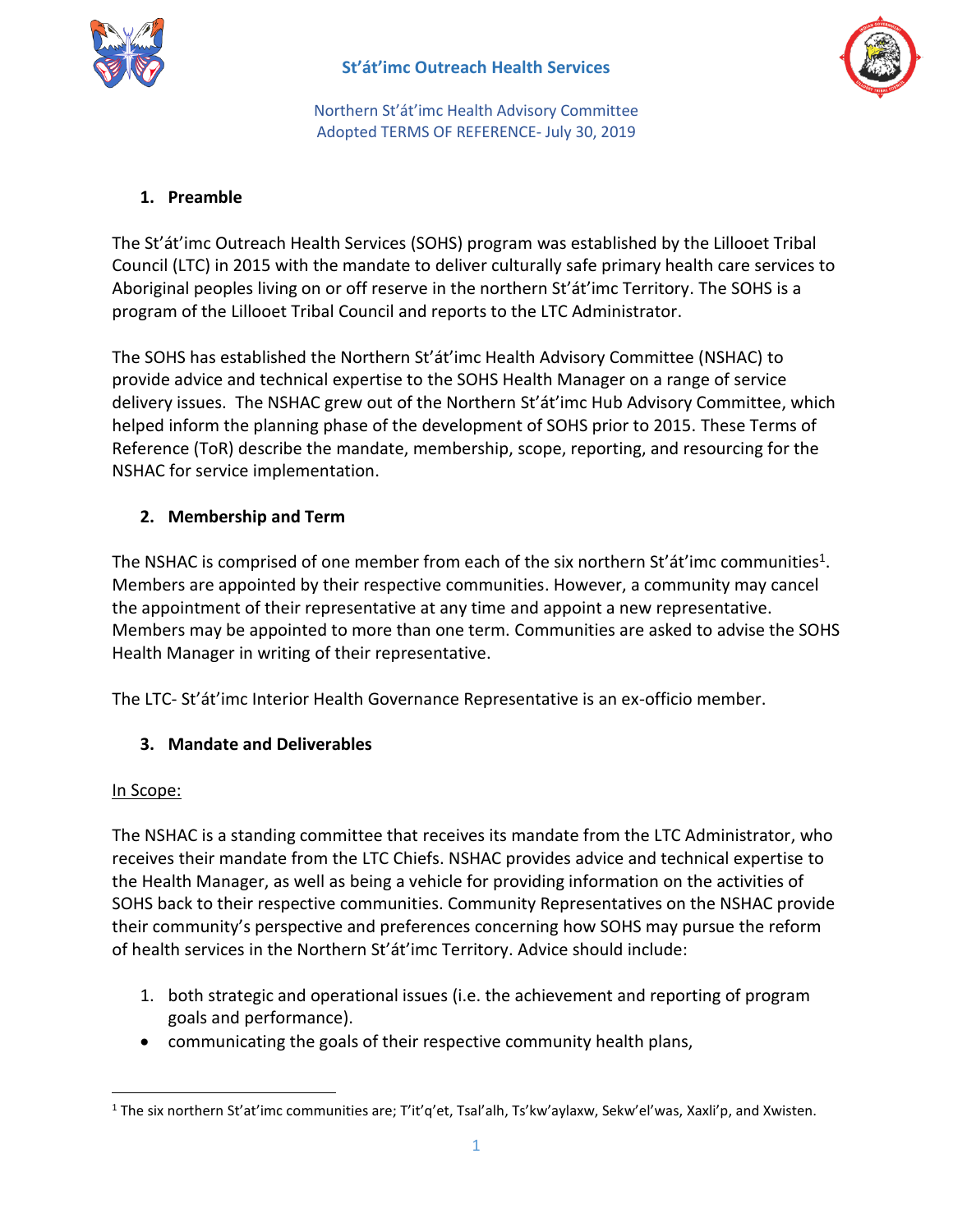St'át'imc Outreach Health Services

Northern St'át'imc Health Advisory Committee
Adopted TERMS OF REFERENCE- July 30, 2019

## 1. Preamble

The St'át'imc Outreach Health Services (SOHS) program was established by the Lillooet Tribal Council (LTC) in 2015 with the mandate to deliver culturally safe primary health care services to Aboriginal peoples living on or off reserve in the northern St'át'imc Territory. The SOHS is a program of the Lillooet Tribal Council and reports to the LTC Administrator.

The SOHS has established the Northern St'át'imc Health Advisory Committee (NSHAC) to provide advice and technical expertise to the SOHS Health Manager on a range of service delivery issues. The NSHAC grew out of the Northern St'át'imc Hub Advisory Committee, which helped inform the planning phase of the development of SOHS prior to 2015. These Terms of Reference (ToR) describe the mandate, membership, scope, reporting, and resourcing for the NSHAC for service implementation.

## 2. Membership and Term

The NSHAC is comprised of one member from each of the six northern St'át'imc communities[1]. Members are appointed by their respective communities. However, a community may cancel the appointment of their representative at any time and appoint a new representative. Members may be appointed to more than one term. Communities are asked to advise the SOHS Health Manager in writing of their representative.

The LTC- St'át'imc Interior Health Governance Representative is an ex-officio member.

## 3. Mandate and Deliverables

<u>In Scope:</u>

The NSHAC is a standing committee that receives its mandate from the LTC Administrator, who receives their mandate from the LTC Chiefs. NSHAC provides advice and technical expertise to the Health Manager, as well as being a vehicle for providing information on the activities of SOHS back to their respective communities. Community Representatives on the NSHAC provide their community's perspective and preferences concerning how SOHS may pursue the reform of health services in the Northern St'át'imc Territory. Advice should include:

1. both strategic and operational issues (i.e. the achievement and reporting of program goals and performance).

- communicating the goals of their respective community health plans,

---

[1] The six northern St'at'imc communities are; T'it'q'et, Tsal'alh, Ts'kw'aylaxw, Sekw'el'was, Xaxli'p, and Xwisten.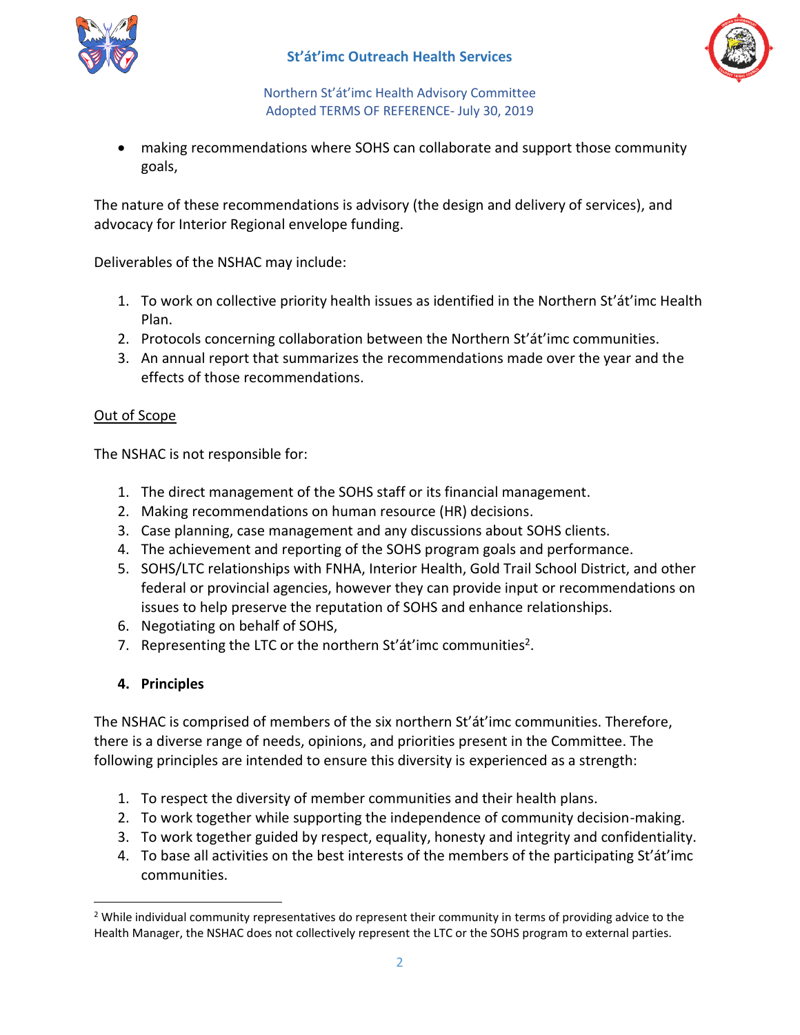- making recommendations where SOHS can collaborate and support those community goals,

The nature of these recommendations is advisory (the design and delivery of services), and advocacy for Interior Regional envelope funding.

Deliverables of the NSHAC may include:

1. To work on collective priority health issues as identified in the Northern St'át'imc Health Plan.
2. Protocols concerning collaboration between the Northern St'át'imc communities.
3. An annual report that summarizes the recommendations made over the year and the effects of those recommendations.

Out of Scope

The NSHAC is not responsible for:

1. The direct management of the SOHS staff or its financial management.
2. Making recommendations on human resource (HR) decisions.
3. Case planning, case management and any discussions about SOHS clients.
4. The achievement and reporting of the SOHS program goals and performance.
5. SOHS/LTC relationships with FNHA, Interior Health, Gold Trail School District, and other federal or provincial agencies, however they can provide input or recommendations on issues to help preserve the reputation of SOHS and enhance relationships.
6. Negotiating on behalf of SOHS,
7. Representing the LTC or the northern St'át'imc communities[2].

## 4. Principles

The NSHAC is comprised of members of the six northern St'át'imc communities. Therefore, there is a diverse range of needs, opinions, and priorities present in the Committee. The following principles are intended to ensure this diversity is experienced as a strength:

1. To respect the diversity of member communities and their health plans.
2. To work together while supporting the independence of community decision-making.
3. To work together guided by respect, equality, honesty and integrity and confidentiality.
4. To base all activities on the best interests of the members of the participating St'át'imc communities.

[2] While individual community representatives do represent their community in terms of providing advice to the Health Manager, the NSHAC does not collectively represent the LTC or the SOHS program to external parties.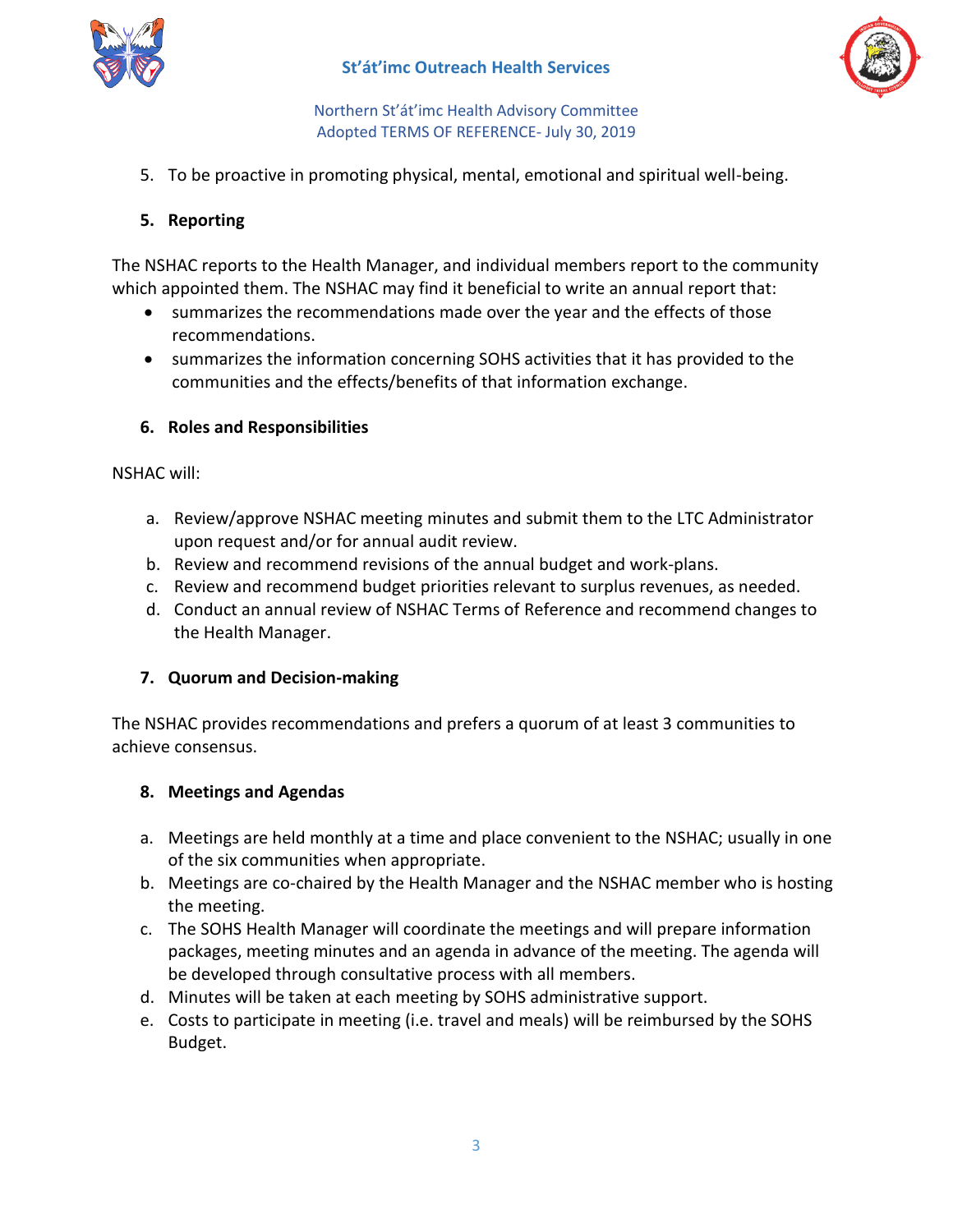5. To be proactive in promoting physical, mental, emotional and spiritual well-being.

## 5. Reporting

The NSHAC reports to the Health Manager, and individual members report to the community which appointed them. The NSHAC may find it beneficial to write an annual report that:

- summarizes the recommendations made over the year and the effects of those recommendations.
- summarizes the information concerning SOHS activities that it has provided to the communities and the effects/benefits of that information exchange.

## 6. Roles and Responsibilities

NSHAC will:

a. Review/approve NSHAC meeting minutes and submit them to the LTC Administrator upon request and/or for annual audit review.
b. Review and recommend revisions of the annual budget and work-plans.
c. Review and recommend budget priorities relevant to surplus revenues, as needed.
d. Conduct an annual review of NSHAC Terms of Reference and recommend changes to the Health Manager.

## 7. Quorum and Decision-making

The NSHAC provides recommendations and prefers a quorum of at least 3 communities to achieve consensus.

## 8. Meetings and Agendas

a. Meetings are held monthly at a time and place convenient to the NSHAC; usually in one of the six communities when appropriate.
b. Meetings are co-chaired by the Health Manager and the NSHAC member who is hosting the meeting.
c. The SOHS Health Manager will coordinate the meetings and will prepare information packages, meeting minutes and an agenda in advance of the meeting. The agenda will be developed through consultative process with all members.
d. Minutes will be taken at each meeting by SOHS administrative support.
e. Costs to participate in meeting (i.e. travel and meals) will be reimbursed by the SOHS Budget.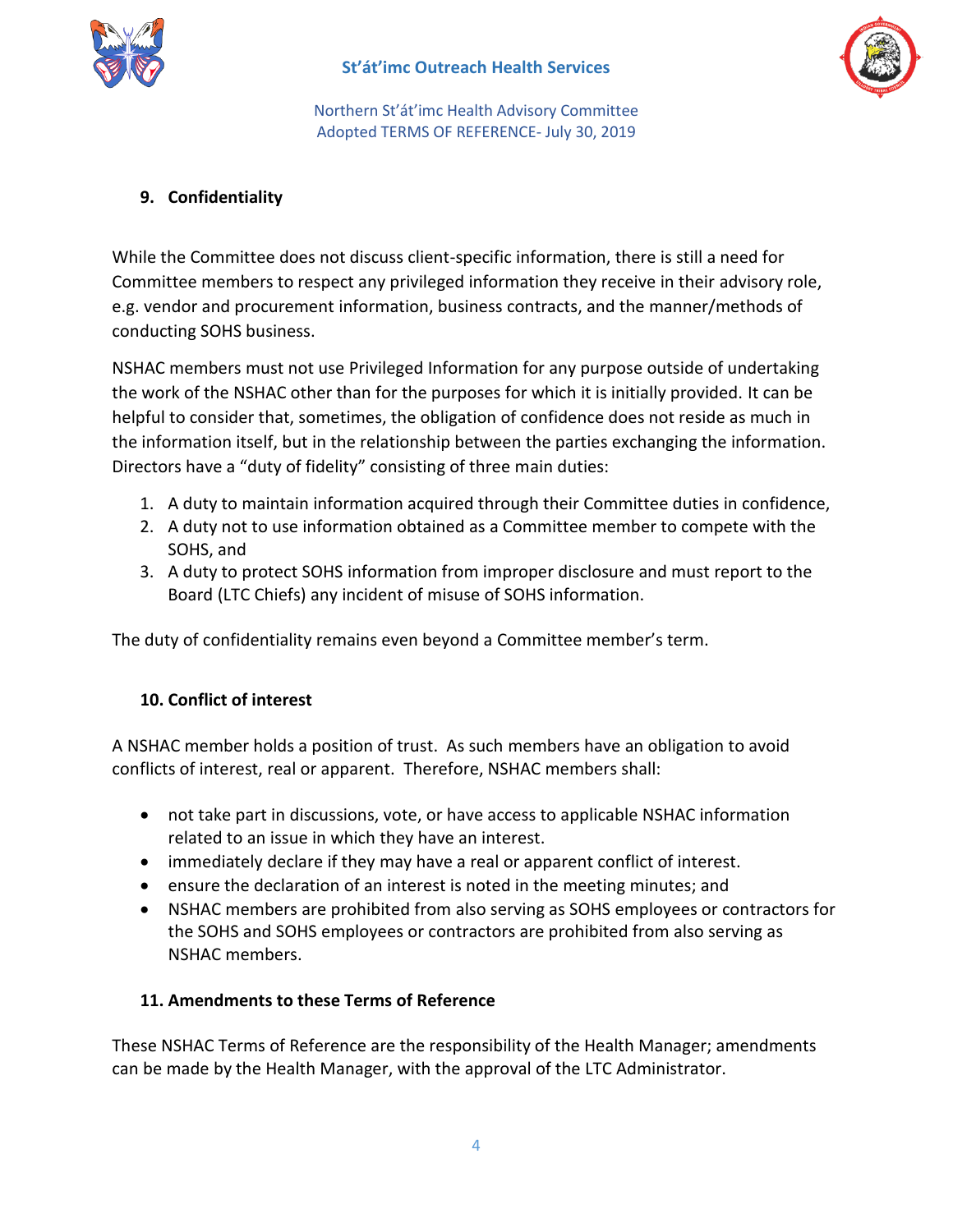### 9. Confidentiality

While the Committee does not discuss client-specific information, there is still a need for Committee members to respect any privileged information they receive in their advisory role, e.g. vendor and procurement information, business contracts, and the manner/methods of conducting SOHS business.

NSHAC members must not use Privileged Information for any purpose outside of undertaking the work of the NSHAC other than for the purposes for which it is initially provided. It can be helpful to consider that, sometimes, the obligation of confidence does not reside as much in the information itself, but in the relationship between the parties exchanging the information. Directors have a "duty of fidelity" consisting of three main duties:

1. A duty to maintain information acquired through their Committee duties in confidence,
2. A duty not to use information obtained as a Committee member to compete with the SOHS, and
3. A duty to protect SOHS information from improper disclosure and must report to the Board (LTC Chiefs) any incident of misuse of SOHS information.

The duty of confidentiality remains even beyond a Committee member's term.

### 10. Conflict of interest

A NSHAC member holds a position of trust. As such members have an obligation to avoid conflicts of interest, real or apparent. Therefore, NSHAC members shall:

- not take part in discussions, vote, or have access to applicable NSHAC information related to an issue in which they have an interest.
- immediately declare if they may have a real or apparent conflict of interest.
- ensure the declaration of an interest is noted in the meeting minutes; and
- NSHAC members are prohibited from also serving as SOHS employees or contractors for the SOHS and SOHS employees or contractors are prohibited from also serving as NSHAC members.

### 11. Amendments to these Terms of Reference

These NSHAC Terms of Reference are the responsibility of the Health Manager; amendments can be made by the Health Manager, with the approval of the LTC Administrator.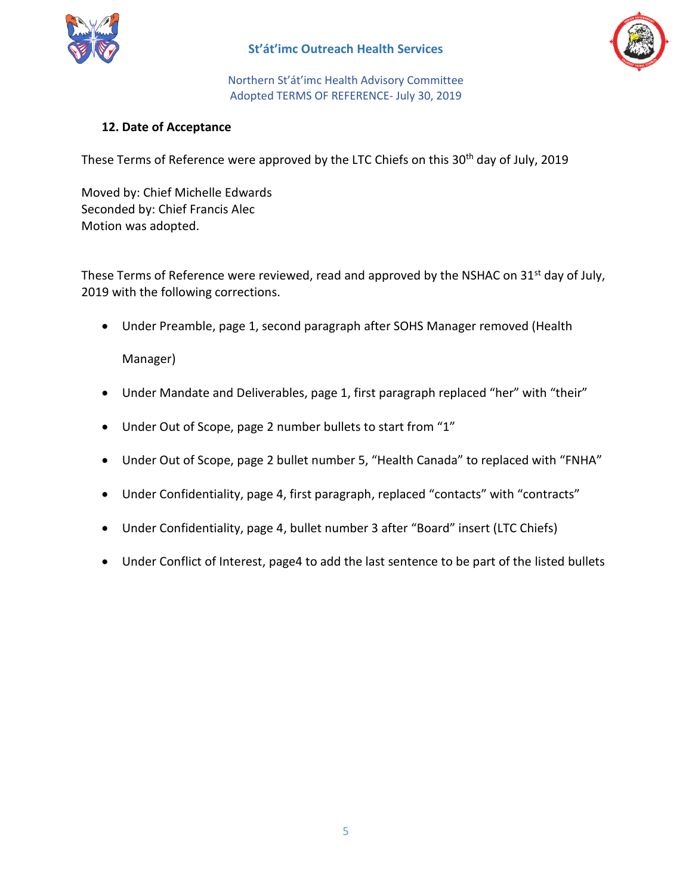## 12. Date of Acceptance

These Terms of Reference were approved by the LTC Chiefs on this 30th day of July, 2019

Moved by: Chief Michelle Edwards
Seconded by: Chief Francis Alec
Motion was adopted.

These Terms of Reference were reviewed, read and approved by the NSHAC on 31st day of July, 2019 with the following corrections.

- Under Preamble, page 1, second paragraph after SOHS Manager removed (Health Manager)
- Under Mandate and Deliverables, page 1, first paragraph replaced "her" with "their"
- Under Out of Scope, page 2 number bullets to start from "1"
- Under Out of Scope, page 2 bullet number 5, "Health Canada" to replaced with "FNHA"
- Under Confidentiality, page 4, first paragraph, replaced "contacts" with "contracts"
- Under Confidentiality, page 4, bullet number 3 after "Board" insert (LTC Chiefs)
- Under Conflict of Interest, page4 to add the last sentence to be part of the listed bullets